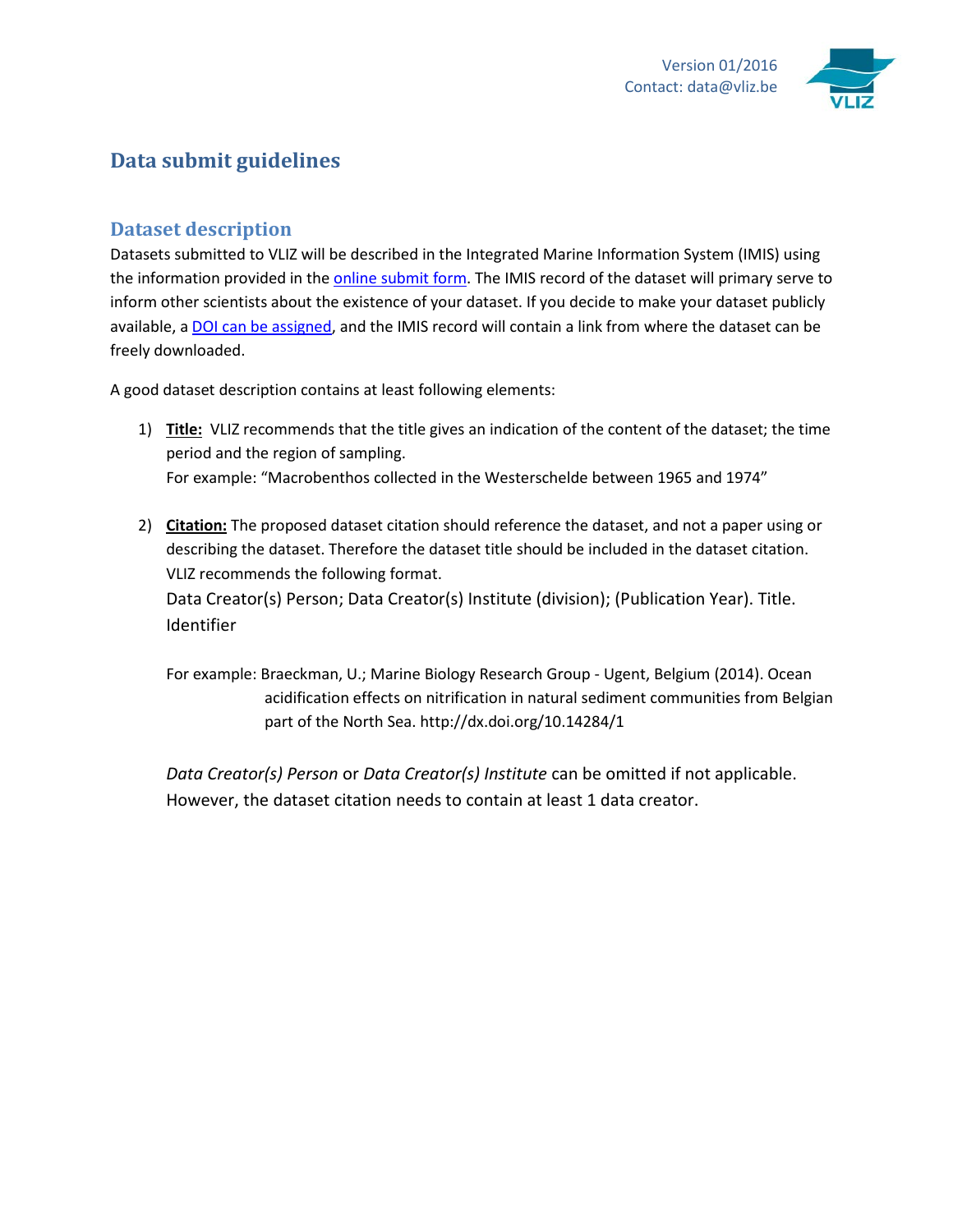# Data submit guidelines

## Dataset description

Datasets submitted to VLIZ will be described in the Integrated Marine Information System (IMIS) using the information provided in the online submit form. The IMIS record of the dataset will primary serve to inform other scientists about the existence of your dataset. If you decide to make your dataset publicly available, a DOI can be assigned, and the IMIS record will contain a link from where the dataset can be freely downloaded.

A good dataset description contains at least following elements:

1) **Title:** VLIZ recommends that the title gives an indication of the content of the dataset; the time period and the region of sampling.
   For example: “Macrobenthos collected in the Westerschelde between 1965 and 1974”

2) **Citation:** The proposed dataset citation should reference the dataset, and not a paper using or describing the dataset. Therefore the dataset title should be included in the dataset citation. VLIZ recommends the following format.
   Data Creator(s) Person; Data Creator(s) Institute (division); (Publication Year). Title. Identifier

   For example: Braeckman, U.; Marine Biology Research Group - Ugent, Belgium (2014). Ocean acidification effects on nitrification in natural sediment communities from Belgian part of the North Sea. http://dx.doi.org/10.14284/1

   *Data Creator(s) Person* or *Data Creator(s) Institute* can be omitted if not applicable. However, the dataset citation needs to contain at least 1 data creator.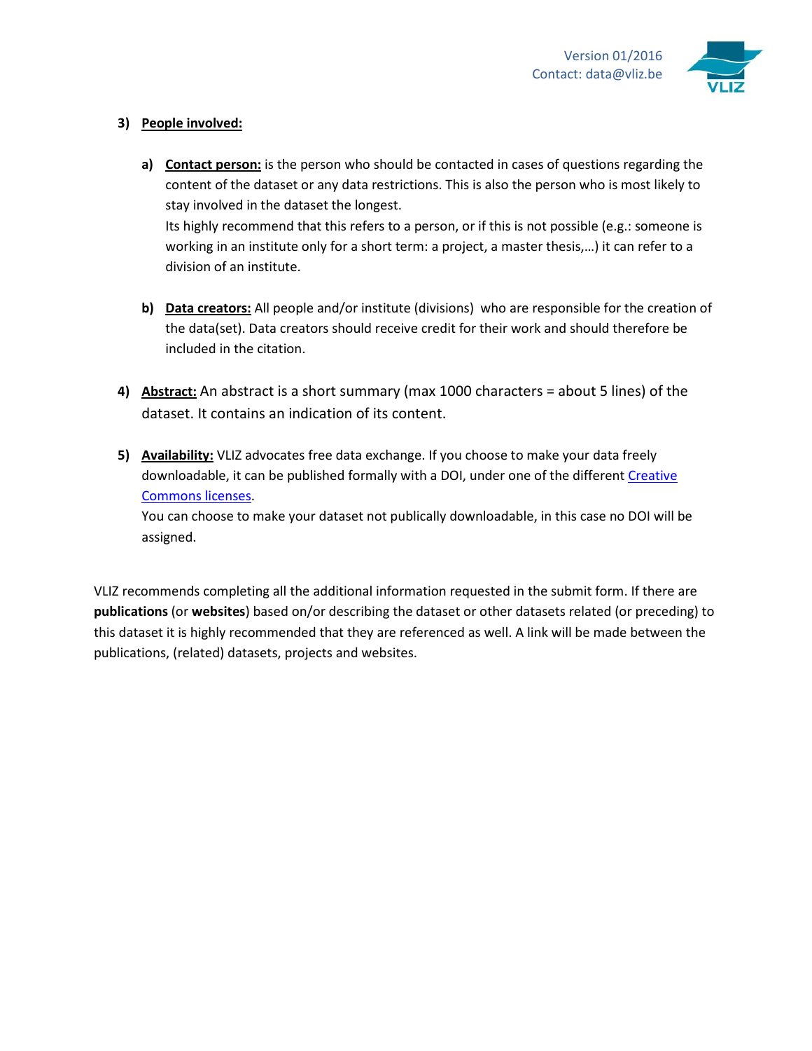3) **People involved:**

   a) **Contact person:** is the person who should be contacted in cases of questions regarding the content of the dataset or any data restrictions. This is also the person who is most likely to stay involved in the dataset the longest.
   Its highly recommend that this refers to a person, or if this is not possible (e.g.: someone is working in an institute only for a short term: a project, a master thesis,…) it can refer to a division of an institute.

   b) **Data creators:** All people and/or institute (divisions) who are responsible for the creation of the data(set). Data creators should receive credit for their work and should therefore be included in the citation.

4) **Abstract:** An abstract is a short summary (max 1000 characters = about 5 lines) of the dataset. It contains an indication of its content.

5) **Availability:** VLIZ advocates free data exchange. If you choose to make your data freely downloadable, it can be published formally with a DOI, under one of the different Creative Commons licenses.
   You can choose to make your dataset not publically downloadable, in this case no DOI will be assigned.

VLIZ recommends completing all the additional information requested in the submit form. If there are **publications** (or **websites**) based on/or describing the dataset or other datasets related (or preceding) to this dataset it is highly recommended that they are referenced as well. A link will be made between the publications, (related) datasets, projects and websites.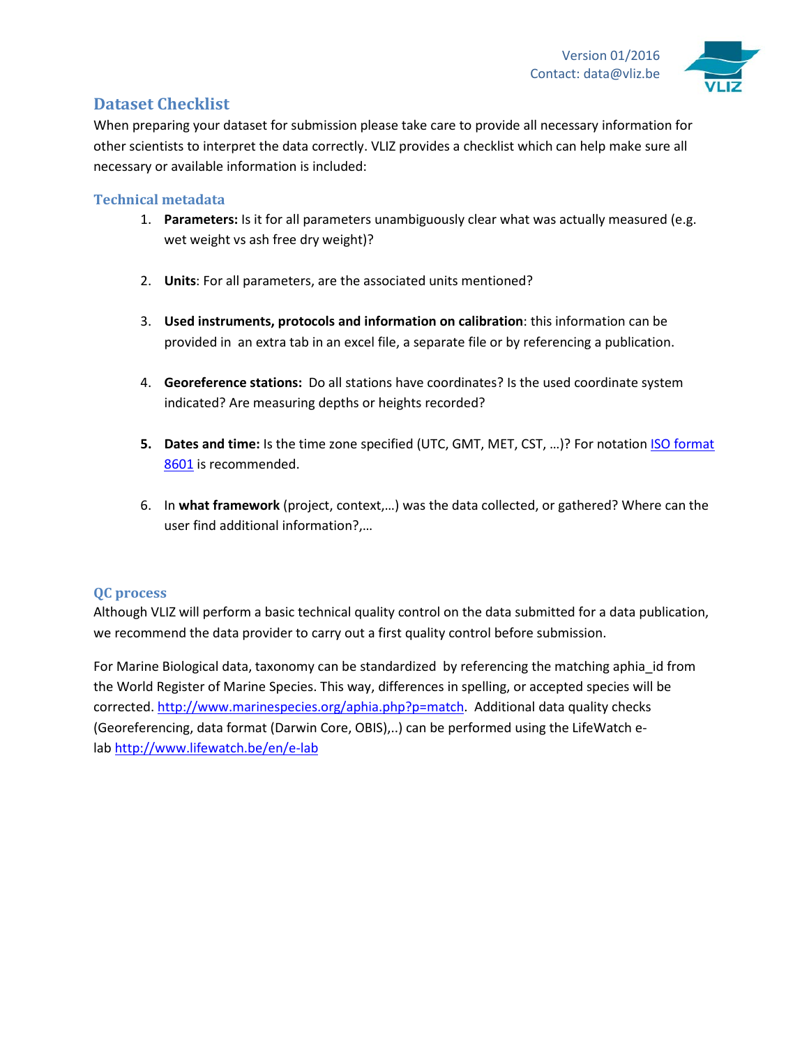Version 01/2016
Contact: data@vliz.be

## Dataset Checklist

When preparing your dataset for submission please take care to provide all necessary information for other scientists to interpret the data correctly. VLIZ provides a checklist which can help make sure all necessary or available information is included:

### Technical metadata

1. **Parameters:** Is it for all parameters unambiguously clear what was actually measured (e.g. wet weight vs ash free dry weight)?

2. **Units**: For all parameters, are the associated units mentioned?

3. **Used instruments, protocols and information on calibration**: this information can be provided in an extra tab in an excel file, a separate file or by referencing a publication.

4. **Georeference stations:** Do all stations have coordinates? Is the used coordinate system indicated? Are measuring depths or heights recorded?

5. **Dates and time:** Is the time zone specified (UTC, GMT, MET, CST, …)? For notation ISO format 8601 is recommended.

6. In **what framework** (project, context,…) was the data collected, or gathered? Where can the user find additional information?,…

### QC process

Although VLIZ will perform a basic technical quality control on the data submitted for a data publication, we recommend the data provider to carry out a first quality control before submission.

For Marine Biological data, taxonomy can be standardized by referencing the matching aphia_id from the World Register of Marine Species. This way, differences in spelling, or accepted species will be corrected. http://www.marinespecies.org/aphia.php?p=match. Additional data quality checks (Georeferencing, data format (Darwin Core, OBIS),..) can be performed using the LifeWatch e-lab http://www.lifewatch.be/en/e-lab